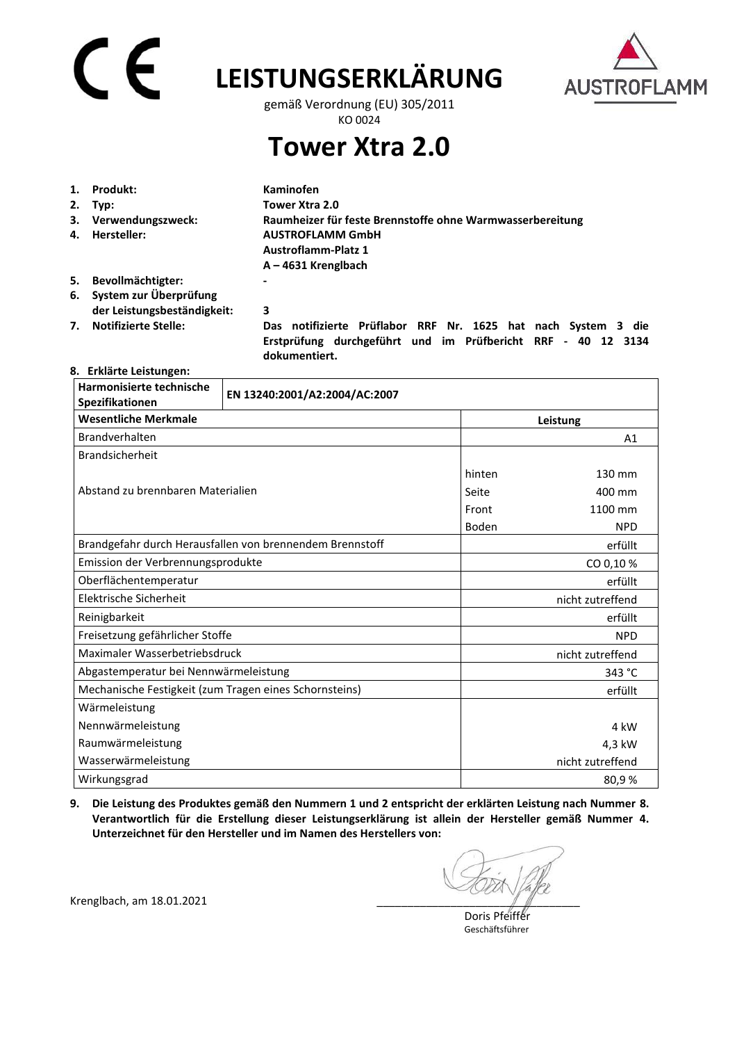# LEISTUNGSERKLÄRUNG

gemäß Verordnung (EU) 305/2011
KO 0024

# Tower Xtra 2.0

1. **Produkt:** **Kaminofen**
2. **Typ:** **Tower Xtra 2.0**
3. **Verwendungszweck:** **Raumheizer für feste Brennstoffe ohne Warmwasserbereitung**
4. **Hersteller:** **AUSTROFLAMM GmbH**
   **Austroflamm-Platz 1**
   **A – 4631 Krenglbach**
5. **Bevollmächtigter:** **-**
6. **System zur Überprüfung der Leistungsbeständigkeit:** **3**
7. **Notifizierte Stelle:** **Das notifizierte Prüflabor RRF Nr. 1625 hat nach System 3 die Erstprüfung durchgeführt und im Prüfbericht RRF - 40 12 3134 dokumentiert.**
8. **Erklärte Leistungen:**

| **Harmonisierte technische Spezifikationen** | **EN 13240:2001/A2:2004/AC:2007** | |
|---|---|---|
| **Wesentliche Merkmale** | **Leistung** | |
| Brandverhalten | | A1 |
| Brandsicherheit | | |
| Abstand zu brennbaren Materialien | hinten | 130 mm |
| | Seite | 400 mm |
| | Front | 1100 mm |
| | Boden | NPD |
| Brandgefahr durch Herausfallen von brennendem Brennstoff | | erfüllt |
| Emission der Verbrennungsprodukte | | CO 0,10 % |
| Oberflächentemperatur | | erfüllt |
| Elektrische Sicherheit | | nicht zutreffend |
| Reinigbarkeit | | erfüllt |
| Freisetzung gefährlicher Stoffe | | NPD |
| Maximaler Wasserbetriebsdruck | | nicht zutreffend |
| Abgastemperatur bei Nennwärmeleistung | | 343 °C |
| Mechanische Festigkeit (zum Tragen eines Schornsteins) | | erfüllt |
| Wärmeleistung | | |
| Nennwärmeleistung | | 4 kW |
| Raumwärmeleistung | | 4,3 kW |
| Wasserwärmeleistung | | nicht zutreffend |
| Wirkungsgrad | | 80,9 % |

9. **Die Leistung des Produktes gemäß den Nummern 1 und 2 entspricht der erklärten Leistung nach Nummer 8. Verantwortlich für die Erstellung dieser Leistungserklärung ist allein der Hersteller gemäß Nummer 4. Unterzeichnet für den Hersteller und im Namen des Herstellers von:**

Krenglbach, am 18.01.2021

Doris Pfeiffer
Geschäftsführer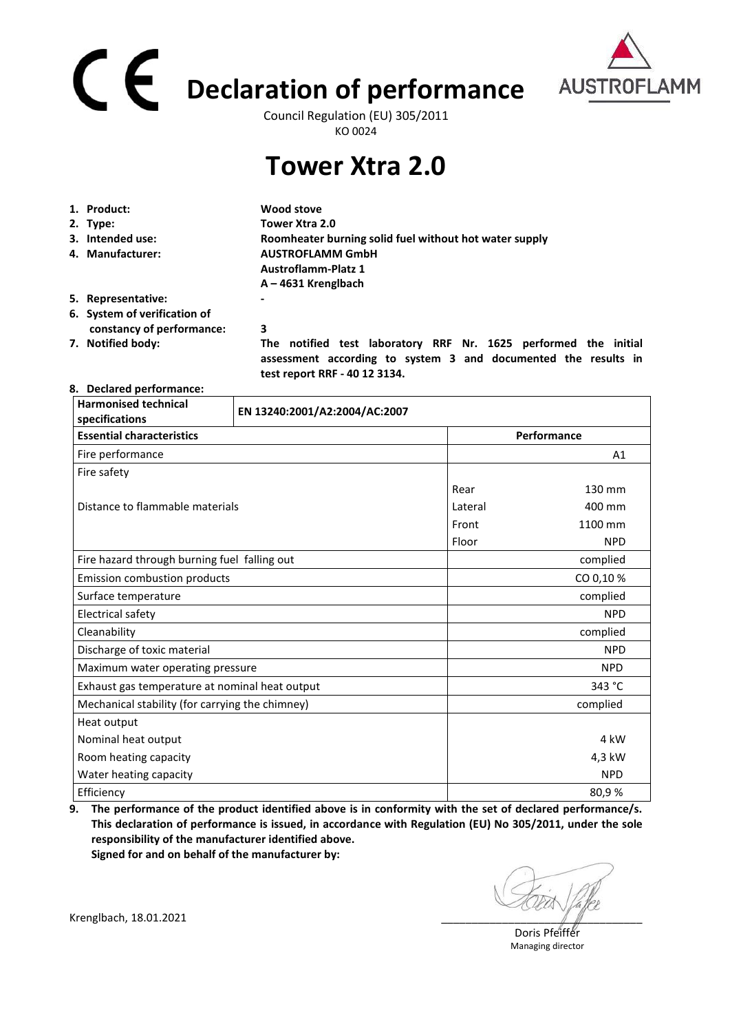# CE Declaration of performance

Council Regulation (EU) 305/2011
KO 0024

# Tower Xtra 2.0

1. **Product:** **Wood stove**
2. **Type:** **Tower Xtra 2.0**
3. **Intended use:** **Roomheater burning solid fuel without hot water supply**
4. **Manufacturer:** **AUSTROFLAMM GmbH**
   **Austroflamm-Platz 1**
   **A – 4631 Krenglbach**
5. **Representative:** **-**
6. **System of verification of constancy of performance:** **3**
7. **Notified body:** **The notified test laboratory RRF Nr. 1625 performed the initial assessment according to system 3 and documented the results in test report RRF - 40 12 3134.**
8. **Declared performance:**

| **Harmonised technical specifications** | **EN 13240:2001/A2:2004/AC:2007** | |
|---|---|---|
| **Essential characteristics** | **Performance** | |
| Fire performance | | A1 |
| Fire safety | | |
| Distance to flammable materials | Rear | 130 mm |
| | Lateral | 400 mm |
| | Front | 1100 mm |
| | Floor | NPD |
| Fire hazard through burning fuel falling out | | complied |
| Emission combustion products | | CO 0,10 % |
| Surface temperature | | complied |
| Electrical safety | | NPD |
| Cleanability | | complied |
| Discharge of toxic material | | NPD |
| Maximum water operating pressure | | NPD |
| Exhaust gas temperature at nominal heat output | | 343 °C |
| Mechanical stability (for carrying the chimney) | | complied |
| Heat output | | |
| Nominal heat output | | 4 kW |
| Room heating capacity | | 4,3 kW |
| Water heating capacity | | NPD |
| Efficiency | | 80,9 % |

9. **The performance of the product identified above is in conformity with the set of declared performance/s. This declaration of performance is issued, in accordance with Regulation (EU) No 305/2011, under the sole responsibility of the manufacturer identified above.**
   **Signed for and on behalf of the manufacturer by:**

Krenglbach, 18.01.2021

Doris Pfeiffer
Managing director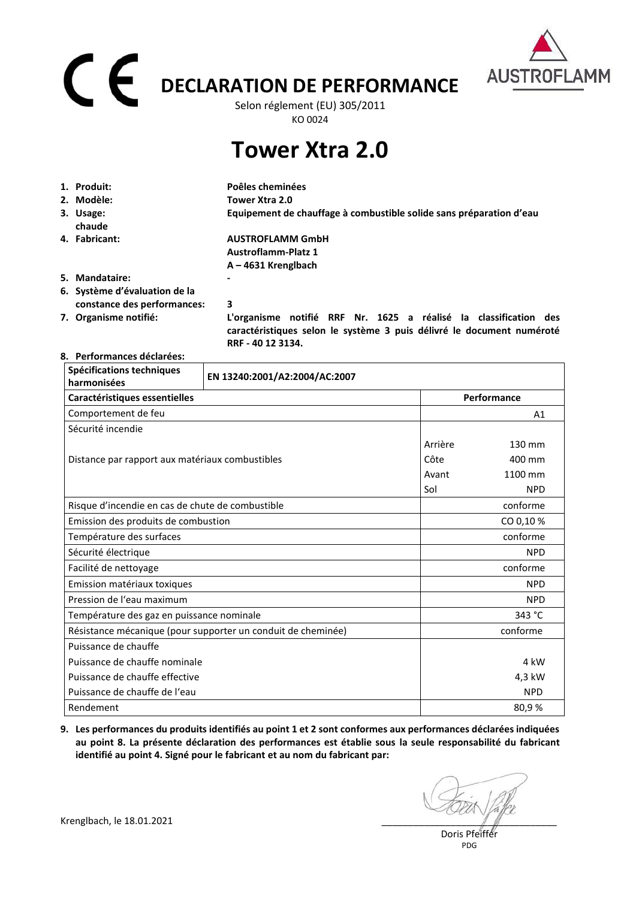CE **DECLARATION DE PERFORMANCE**

Selon réglement (EU) 305/2011

KO 0024

AUSTROFLAMM

# Tower Xtra 2.0

1. **Produit:** **Poêles cheminées**
2. **Modèle:** **Tower Xtra 2.0**
3. **Usage:** **Equipement de chauffage à combustible solide sans préparation d'eau chaude**
4. **Fabricant:** **AUSTROFLAMM GmbH**
   **Austroflamm-Platz 1**
   **A – 4631 Krenglbach**
5. **Mandataire:** **-**
6. **Système d'évaluation de la constance des performances:** **3**
7. **Organisme notifié:** **L'organisme notifié RRF Nr. 1625 a réalisé la classification des caractéristiques selon le système 3 puis délivré le document numéroté RRF - 40 12 3134.**
8. **Performances déclarées:**

| **Spécifications techniques harmonisées** | **EN 13240:2001/A2:2004/AC:2007** | |
|---|---|---|
| **Caractéristiques essentielles** | **Performance** | |
| Comportement de feu | | A1 |
| Sécurité incendie | | |
| Distance par rapport aux matériaux combustibles | Arrière | 130 mm |
| | Côte | 400 mm |
| | Avant | 1100 mm |
| | Sol | NPD |
| Risque d'incendie en cas de chute de combustible | | conforme |
| Emission des produits de combustion | | CO 0,10 % |
| Température des surfaces | | conforme |
| Sécurité électrique | | NPD |
| Facilité de nettoyage | | conforme |
| Emission matériaux toxiques | | NPD |
| Pression de l'eau maximum | | NPD |
| Température des gaz en puissance nominale | | 343 °C |
| Résistance mécanique (pour supporter un conduit de cheminée) | | conforme |
| Puissance de chauffe | | |
| Puissance de chauffe nominale | | 4 kW |
| Puissance de chauffe effective | | 4,3 kW |
| Puissance de chauffe de l'eau | | NPD |
| Rendement | | 80,9 % |

9. **Les performances du produits identifiés au point 1 et 2 sont conformes aux performances déclarées indiquées au point 8. La présente déclaration des performances est établie sous la seule responsabilité du fabricant identifié au point 4. Signé pour le fabricant et au nom du fabricant par:**

Krenglbach, le 18.01.2021

Doris Pfeiffer
PDG